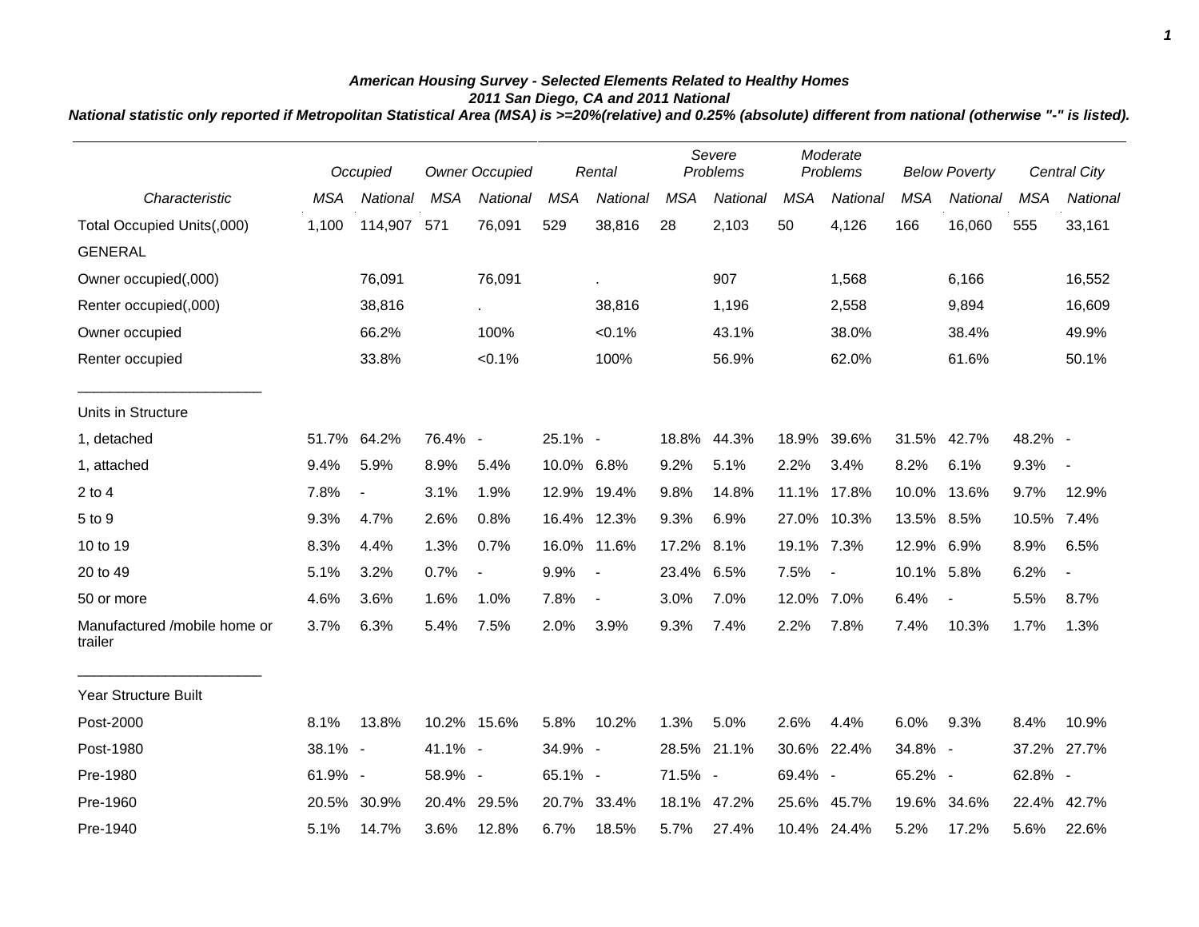***American Housing Survey - Selected Elements Related to Healthy Homes***
***2011 San Diego, CA and 2011 National***
***National statistic only reported if Metropolitan Statistical Area (MSA) is >=20%(relative) and 0.25% (absolute) different from national (otherwise "-" is listed).***

| | *Occupied* | | *Owner Occupied* | | *Rental* | | *Severe Problems* | | *Moderate Problems* | | *Below Poverty* | | *Central City* | |
|---|---|---|---|---|---|---|---|---|---|---|---|---|---|---|
| *Characteristic* | *MSA* | *National* | *MSA* | *National* | *MSA* | *National* | *MSA* | *National* | *MSA* | *National* | *MSA* | *National* | *MSA* | *National* |
| Total Occupied Units(,000) | 1,100 | 114,907 | 571 | 76,091 | 529 | 38,816 | 28 | 2,103 | 50 | 4,126 | 166 | 16,060 | 555 | 33,161 |
| GENERAL | | | | | | | | | | | | | | |
| Owner occupied(,000) | | 76,091 | | 76,091 | | . | | 907 | | 1,568 | | 6,166 | | 16,552 |
| Renter occupied(,000) | | 38,816 | | . | | 38,816 | | 1,196 | | 2,558 | | 9,894 | | 16,609 |
| Owner occupied | | 66.2% | | 100% | | <0.1% | | 43.1% | | 38.0% | | 38.4% | | 49.9% |
| Renter occupied | | 33.8% | | <0.1% | | 100% | | 56.9% | | 62.0% | | 61.6% | | 50.1% |
| Units in Structure | | | | | | | | | | | | | | |
| 1, detached | 51.7% | 64.2% | 76.4% | - | 25.1% | - | 18.8% | 44.3% | 18.9% | 39.6% | 31.5% | 42.7% | 48.2% | - |
| 1, attached | 9.4% | 5.9% | 8.9% | 5.4% | 10.0% | 6.8% | 9.2% | 5.1% | 2.2% | 3.4% | 8.2% | 6.1% | 9.3% | - |
| 2 to 4 | 7.8% | - | 3.1% | 1.9% | 12.9% | 19.4% | 9.8% | 14.8% | 11.1% | 17.8% | 10.0% | 13.6% | 9.7% | 12.9% |
| 5 to 9 | 9.3% | 4.7% | 2.6% | 0.8% | 16.4% | 12.3% | 9.3% | 6.9% | 27.0% | 10.3% | 13.5% | 8.5% | 10.5% | 7.4% |
| 10 to 19 | 8.3% | 4.4% | 1.3% | 0.7% | 16.0% | 11.6% | 17.2% | 8.1% | 19.1% | 7.3% | 12.9% | 6.9% | 8.9% | 6.5% |
| 20 to 49 | 5.1% | 3.2% | 0.7% | - | 9.9% | - | 23.4% | 6.5% | 7.5% | - | 10.1% | 5.8% | 6.2% | - |
| 50 or more | 4.6% | 3.6% | 1.6% | 1.0% | 7.8% | - | 3.0% | 7.0% | 12.0% | 7.0% | 6.4% | - | 5.5% | 8.7% |
| Manufactured /mobile home or trailer | 3.7% | 6.3% | 5.4% | 7.5% | 2.0% | 3.9% | 9.3% | 7.4% | 2.2% | 7.8% | 7.4% | 10.3% | 1.7% | 1.3% |
| Year Structure Built | | | | | | | | | | | | | | |
| Post-2000 | 8.1% | 13.8% | 10.2% | 15.6% | 5.8% | 10.2% | 1.3% | 5.0% | 2.6% | 4.4% | 6.0% | 9.3% | 8.4% | 10.9% |
| Post-1980 | 38.1% | - | 41.1% | - | 34.9% | - | 28.5% | 21.1% | 30.6% | 22.4% | 34.8% | - | 37.2% | 27.7% |
| Pre-1980 | 61.9% | - | 58.9% | - | 65.1% | - | 71.5% | - | 69.4% | - | 65.2% | - | 62.8% | - |
| Pre-1960 | 20.5% | 30.9% | 20.4% | 29.5% | 20.7% | 33.4% | 18.1% | 47.2% | 25.6% | 45.7% | 19.6% | 34.6% | 22.4% | 42.7% |
| Pre-1940 | 5.1% | 14.7% | 3.6% | 12.8% | 6.7% | 18.5% | 5.7% | 27.4% | 10.4% | 24.4% | 5.2% | 17.2% | 5.6% | 22.6% |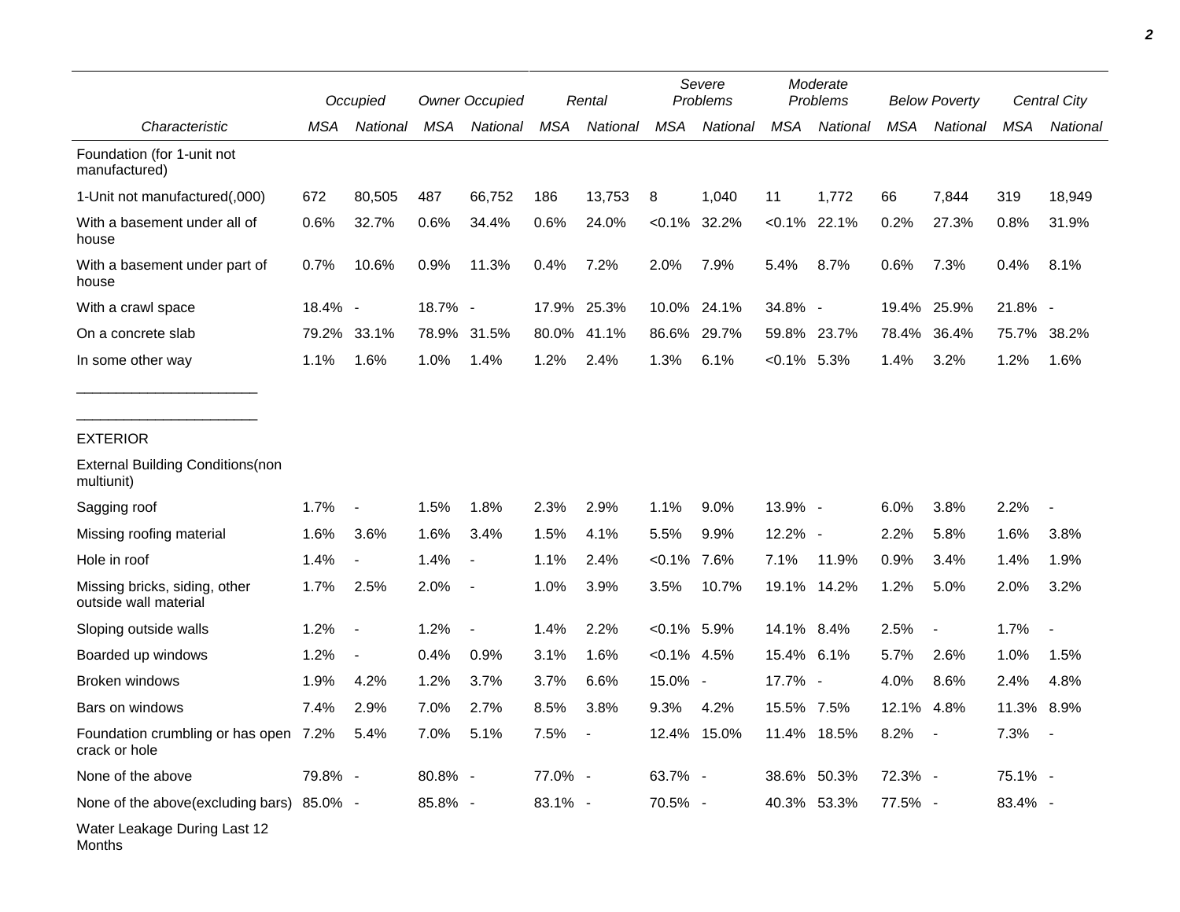| Characteristic | Occupied | | Owner Occupied | | Rental | | Severe Problems | | Moderate Problems | | Below Poverty | | Central City | |
|---|---|---|---|---|---|---|---|---|---|---|---|---|---|---|
| | MSA | National | MSA | National | MSA | National | MSA | National | MSA | National | MSA | National | MSA | National |
| Foundation (for 1-unit not manufactured) | | | | | | | | | | | | | | |
| 1-Unit not manufactured(,000) | 672 | 80,505 | 487 | 66,752 | 186 | 13,753 | 8 | 1,040 | 11 | 1,772 | 66 | 7,844 | 319 | 18,949 |
| With a basement under all of house | 0.6% | 32.7% | 0.6% | 34.4% | 0.6% | 24.0% | <0.1% | 32.2% | <0.1% | 22.1% | 0.2% | 27.3% | 0.8% | 31.9% |
| With a basement under part of house | 0.7% | 10.6% | 0.9% | 11.3% | 0.4% | 7.2% | 2.0% | 7.9% | 5.4% | 8.7% | 0.6% | 7.3% | 0.4% | 8.1% |
| With a crawl space | 18.4% | - | 18.7% | - | 17.9% | 25.3% | 10.0% | 24.1% | 34.8% | - | 19.4% | 25.9% | 21.8% | - |
| On a concrete slab | 79.2% | 33.1% | 78.9% | 31.5% | 80.0% | 41.1% | 86.6% | 29.7% | 59.8% | 23.7% | 78.4% | 36.4% | 75.7% | 38.2% |
| In some other way | 1.1% | 1.6% | 1.0% | 1.4% | 1.2% | 2.4% | 1.3% | 6.1% | <0.1% | 5.3% | 1.4% | 3.2% | 1.2% | 1.6% |
| EXTERIOR | | | | | | | | | | | | | | |
| External Building Conditions(non multiunit) | | | | | | | | | | | | | | |
| Sagging roof | 1.7% | - | 1.5% | 1.8% | 2.3% | 2.9% | 1.1% | 9.0% | 13.9% | - | 6.0% | 3.8% | 2.2% | - |
| Missing roofing material | 1.6% | 3.6% | 1.6% | 3.4% | 1.5% | 4.1% | 5.5% | 9.9% | 12.2% | - | 2.2% | 5.8% | 1.6% | 3.8% |
| Hole in roof | 1.4% | - | 1.4% | - | 1.1% | 2.4% | <0.1% | 7.6% | 7.1% | 11.9% | 0.9% | 3.4% | 1.4% | 1.9% |
| Missing bricks, siding, other outside wall material | 1.7% | 2.5% | 2.0% | - | 1.0% | 3.9% | 3.5% | 10.7% | 19.1% | 14.2% | 1.2% | 5.0% | 2.0% | 3.2% |
| Sloping outside walls | 1.2% | - | 1.2% | - | 1.4% | 2.2% | <0.1% | 5.9% | 14.1% | 8.4% | 2.5% | - | 1.7% | - |
| Boarded up windows | 1.2% | - | 0.4% | 0.9% | 3.1% | 1.6% | <0.1% | 4.5% | 15.4% | 6.1% | 5.7% | 2.6% | 1.0% | 1.5% |
| Broken windows | 1.9% | 4.2% | 1.2% | 3.7% | 3.7% | 6.6% | 15.0% | - | 17.7% | - | 4.0% | 8.6% | 2.4% | 4.8% |
| Bars on windows | 7.4% | 2.9% | 7.0% | 2.7% | 8.5% | 3.8% | 9.3% | 4.2% | 15.5% | 7.5% | 12.1% | 4.8% | 11.3% | 8.9% |
| Foundation crumbling or has open crack or hole | 7.2% | 5.4% | 7.0% | 5.1% | 7.5% | - | 12.4% | 15.0% | 11.4% | 18.5% | 8.2% | - | 7.3% | - |
| None of the above | 79.8% | - | 80.8% | - | 77.0% | - | 63.7% | - | 38.6% | 50.3% | 72.3% | - | 75.1% | - |
| None of the above(excluding bars) | 85.0% | - | 85.8% | - | 83.1% | - | 70.5% | - | 40.3% | 53.3% | 77.5% | - | 83.4% | - |
| Water Leakage During Last 12 Months | | | | | | | | | | | | | | |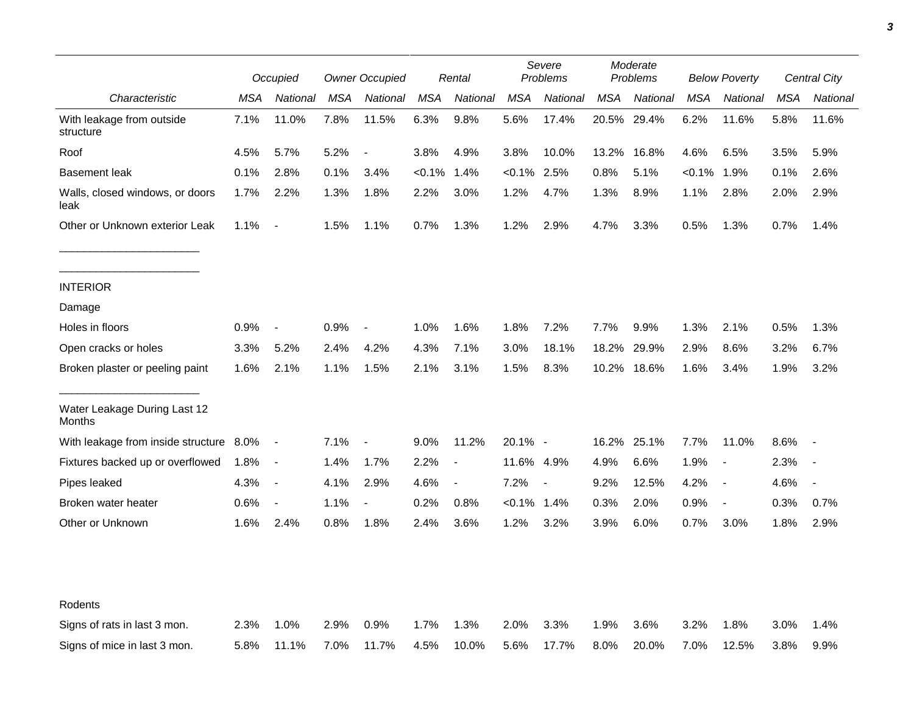| Characteristic | Occupied | | Owner Occupied | | Rental | | Severe Problems | | Moderate Problems | | Below Poverty | | Central City | |
|---|---|---|---|---|---|---|---|---|---|---|---|---|---|---|
| | MSA | National | MSA | National | MSA | National | MSA | National | MSA | National | MSA | National | MSA | National |
| With leakage from outside structure | 7.1% | 11.0% | 7.8% | 11.5% | 6.3% | 9.8% | 5.6% | 17.4% | 20.5% | 29.4% | 6.2% | 11.6% | 5.8% | 11.6% |
| Roof | 4.5% | 5.7% | 5.2% | - | 3.8% | 4.9% | 3.8% | 10.0% | 13.2% | 16.8% | 4.6% | 6.5% | 3.5% | 5.9% |
| Basement leak | 0.1% | 2.8% | 0.1% | 3.4% | <0.1% | 1.4% | <0.1% | 2.5% | 0.8% | 5.1% | <0.1% | 1.9% | 0.1% | 2.6% |
| Walls, closed windows, or doors leak | 1.7% | 2.2% | 1.3% | 1.8% | 2.2% | 3.0% | 1.2% | 4.7% | 1.3% | 8.9% | 1.1% | 2.8% | 2.0% | 2.9% |
| Other or Unknown exterior Leak | 1.1% | - | 1.5% | 1.1% | 0.7% | 1.3% | 1.2% | 2.9% | 4.7% | 3.3% | 0.5% | 1.3% | 0.7% | 1.4% |
| INTERIOR | | | | | | | | | | | | | | |
| Damage | | | | | | | | | | | | | | |
| Holes in floors | 0.9% | - | 0.9% | - | 1.0% | 1.6% | 1.8% | 7.2% | 7.7% | 9.9% | 1.3% | 2.1% | 0.5% | 1.3% |
| Open cracks or holes | 3.3% | 5.2% | 2.4% | 4.2% | 4.3% | 7.1% | 3.0% | 18.1% | 18.2% | 29.9% | 2.9% | 8.6% | 3.2% | 6.7% |
| Broken plaster or peeling paint | 1.6% | 2.1% | 1.1% | 1.5% | 2.1% | 3.1% | 1.5% | 8.3% | 10.2% | 18.6% | 1.6% | 3.4% | 1.9% | 3.2% |
| Water Leakage During Last 12 Months | | | | | | | | | | | | | | |
| With leakage from inside structure | 8.0% | - | 7.1% | - | 9.0% | 11.2% | 20.1% | - | 16.2% | 25.1% | 7.7% | 11.0% | 8.6% | - |
| Fixtures backed up or overflowed | 1.8% | - | 1.4% | 1.7% | 2.2% | - | 11.6% | 4.9% | 4.9% | 6.6% | 1.9% | - | 2.3% | - |
| Pipes leaked | 4.3% | - | 4.1% | 2.9% | 4.6% | - | 7.2% | - | 9.2% | 12.5% | 4.2% | - | 4.6% | - |
| Broken water heater | 0.6% | - | 1.1% | - | 0.2% | 0.8% | <0.1% | 1.4% | 0.3% | 2.0% | 0.9% | - | 0.3% | 0.7% |
| Other or Unknown | 1.6% | 2.4% | 0.8% | 1.8% | 2.4% | 3.6% | 1.2% | 3.2% | 3.9% | 6.0% | 0.7% | 3.0% | 1.8% | 2.9% |
| Rodents | | | | | | | | | | | | | | |
| Signs of rats in last 3 mon. | 2.3% | 1.0% | 2.9% | 0.9% | 1.7% | 1.3% | 2.0% | 3.3% | 1.9% | 3.6% | 3.2% | 1.8% | 3.0% | 1.4% |
| Signs of mice in last 3 mon. | 5.8% | 11.1% | 7.0% | 11.7% | 4.5% | 10.0% | 5.6% | 17.7% | 8.0% | 20.0% | 7.0% | 12.5% | 3.8% | 9.9% |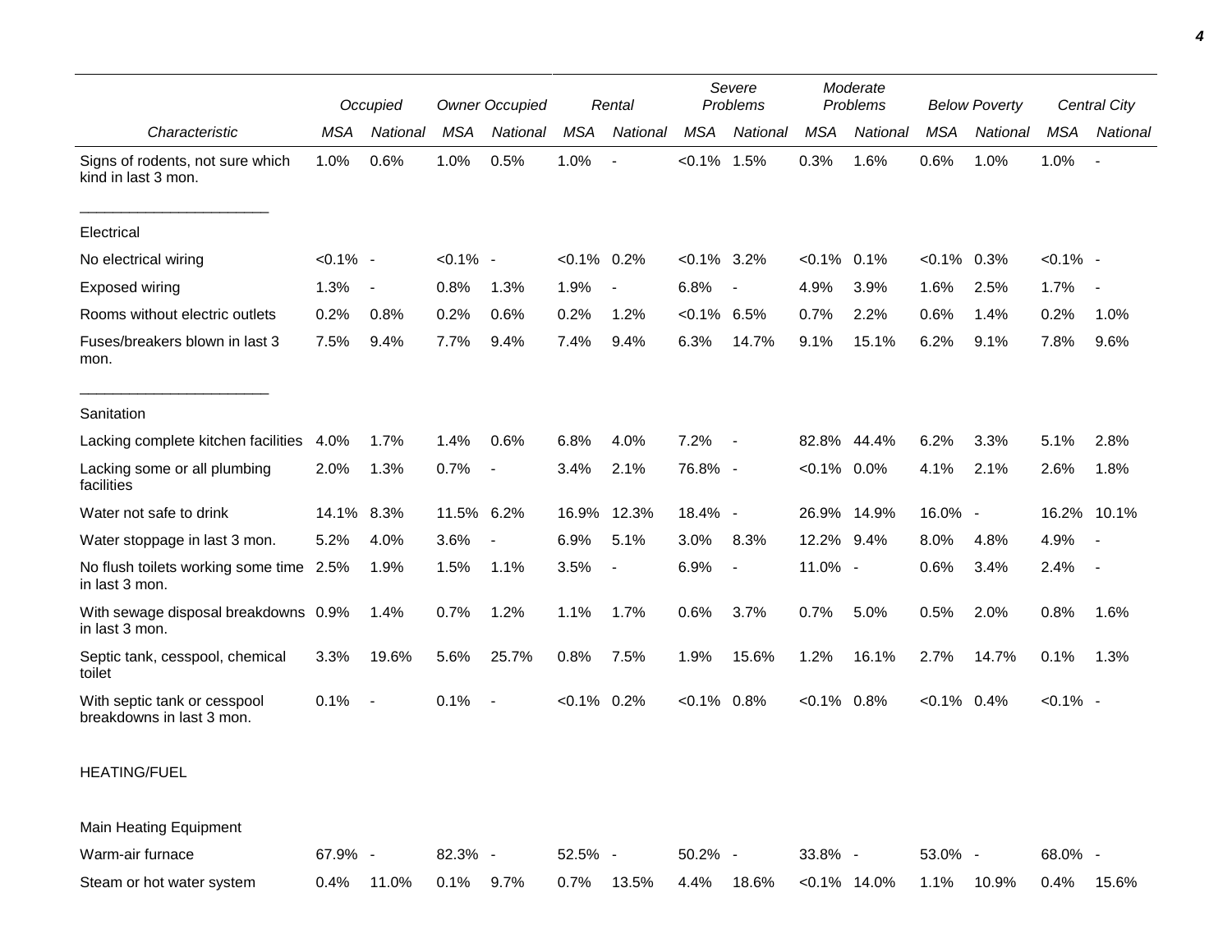| Characteristic | Occupied | | Owner Occupied | | Rental | | Severe Problems | | Moderate Problems | | Below Poverty | | Central City | |
|---|---|---|---|---|---|---|---|---|---|---|---|---|---|---|
| | MSA | National | MSA | National | MSA | National | MSA | National | MSA | National | MSA | National | MSA | National |
| Signs of rodents, not sure which kind in last 3 mon. | 1.0% | 0.6% | 1.0% | 0.5% | 1.0% | - | <0.1% | 1.5% | 0.3% | 1.6% | 0.6% | 1.0% | 1.0% | - |
| Electrical | | | | | | | | | | | | | | |
| No electrical wiring | <0.1% | - | <0.1% | - | <0.1% | 0.2% | <0.1% | 3.2% | <0.1% | 0.1% | <0.1% | 0.3% | <0.1% | - |
| Exposed wiring | 1.3% | - | 0.8% | 1.3% | 1.9% | - | 6.8% | - | 4.9% | 3.9% | 1.6% | 2.5% | 1.7% | - |
| Rooms without electric outlets | 0.2% | 0.8% | 0.2% | 0.6% | 0.2% | 1.2% | <0.1% | 6.5% | 0.7% | 2.2% | 0.6% | 1.4% | 0.2% | 1.0% |
| Fuses/breakers blown in last 3 mon. | 7.5% | 9.4% | 7.7% | 9.4% | 7.4% | 9.4% | 6.3% | 14.7% | 9.1% | 15.1% | 6.2% | 9.1% | 7.8% | 9.6% |
| Sanitation | | | | | | | | | | | | | | |
| Lacking complete kitchen facilities | 4.0% | 1.7% | 1.4% | 0.6% | 6.8% | 4.0% | 7.2% | - | 82.8% | 44.4% | 6.2% | 3.3% | 5.1% | 2.8% |
| Lacking some or all plumbing facilities | 2.0% | 1.3% | 0.7% | - | 3.4% | 2.1% | 76.8% | - | <0.1% | 0.0% | 4.1% | 2.1% | 2.6% | 1.8% |
| Water not safe to drink | 14.1% | 8.3% | 11.5% | 6.2% | 16.9% | 12.3% | 18.4% | - | 26.9% | 14.9% | 16.0% | - | 16.2% | 10.1% |
| Water stoppage in last 3 mon. | 5.2% | 4.0% | 3.6% | - | 6.9% | 5.1% | 3.0% | 8.3% | 12.2% | 9.4% | 8.0% | 4.8% | 4.9% | - |
| No flush toilets working some time in last 3 mon. | 2.5% | 1.9% | 1.5% | 1.1% | 3.5% | - | 6.9% | - | 11.0% | - | 0.6% | 3.4% | 2.4% | - |
| With sewage disposal breakdowns in last 3 mon. | 0.9% | 1.4% | 0.7% | 1.2% | 1.1% | 1.7% | 0.6% | 3.7% | 0.7% | 5.0% | 0.5% | 2.0% | 0.8% | 1.6% |
| Septic tank, cesspool, chemical toilet | 3.3% | 19.6% | 5.6% | 25.7% | 0.8% | 7.5% | 1.9% | 15.6% | 1.2% | 16.1% | 2.7% | 14.7% | 0.1% | 1.3% |
| With septic tank or cesspool breakdowns in last 3 mon. | 0.1% | - | 0.1% | - | <0.1% | 0.2% | <0.1% | 0.8% | <0.1% | 0.8% | <0.1% | 0.4% | <0.1% | - |
| HEATING/FUEL | | | | | | | | | | | | | | |
| Main Heating Equipment | | | | | | | | | | | | | | |
| Warm-air furnace | 67.9% | - | 82.3% | - | 52.5% | - | 50.2% | - | 33.8% | - | 53.0% | - | 68.0% | - |
| Steam or hot water system | 0.4% | 11.0% | 0.1% | 9.7% | 0.7% | 13.5% | 4.4% | 18.6% | <0.1% | 14.0% | 1.1% | 10.9% | 0.4% | 15.6% |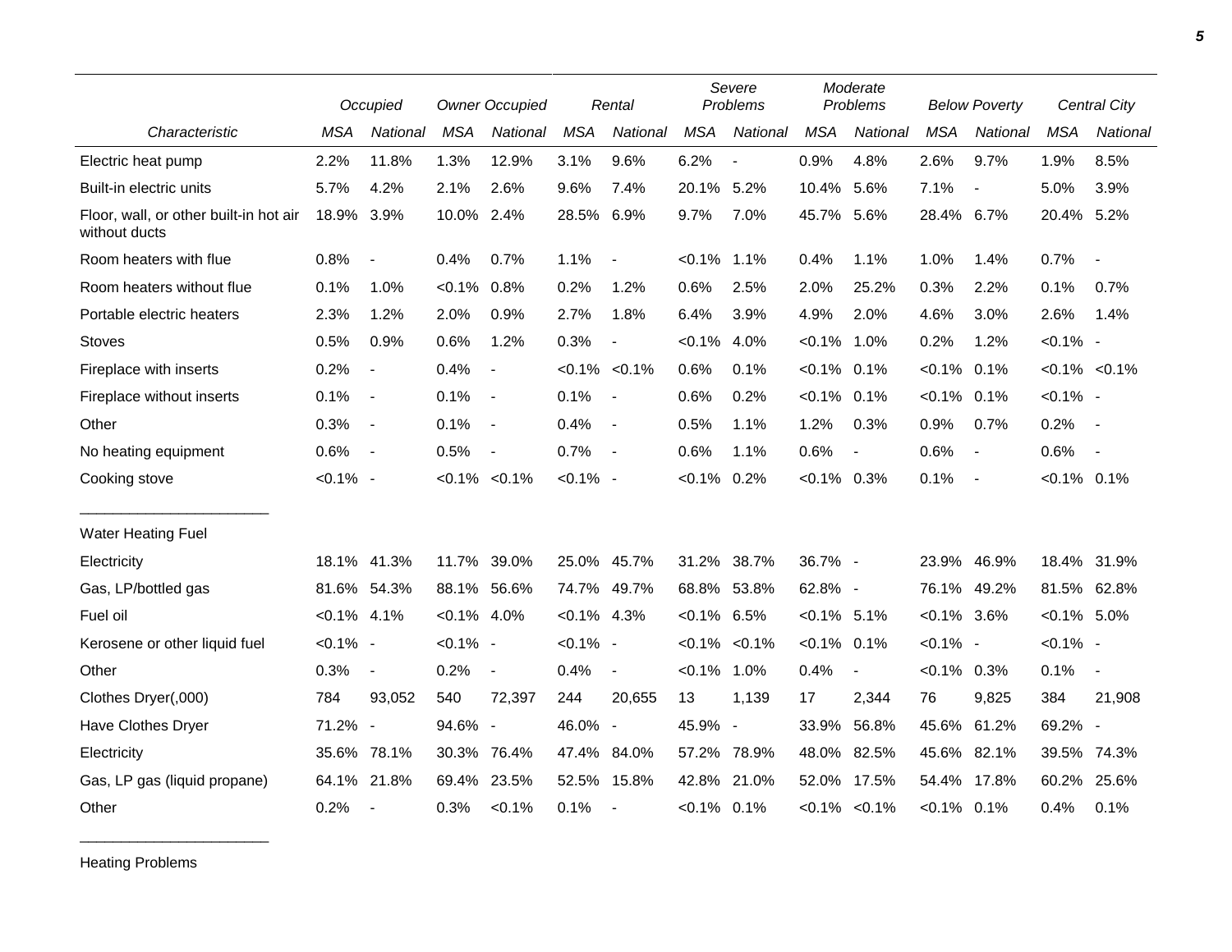| Characteristic | Occupied | | Owner Occupied | | Rental | | Severe Problems | | Moderate Problems | | Below Poverty | | Central City | |
|---|---|---|---|---|---|---|---|---|---|---|---|---|---|---|
| | MSA | National | MSA | National | MSA | National | MSA | National | MSA | National | MSA | National | MSA | National |
| Electric heat pump | 2.2% | 11.8% | 1.3% | 12.9% | 3.1% | 9.6% | 6.2% | - | 0.9% | 4.8% | 2.6% | 9.7% | 1.9% | 8.5% |
| Built-in electric units | 5.7% | 4.2% | 2.1% | 2.6% | 9.6% | 7.4% | 20.1% | 5.2% | 10.4% | 5.6% | 7.1% | - | 5.0% | 3.9% |
| Floor, wall, or other built-in hot air without ducts | 18.9% | 3.9% | 10.0% | 2.4% | 28.5% | 6.9% | 9.7% | 7.0% | 45.7% | 5.6% | 28.4% | 6.7% | 20.4% | 5.2% |
| Room heaters with flue | 0.8% | - | 0.4% | 0.7% | 1.1% | - | <0.1% | 1.1% | 0.4% | 1.1% | 1.0% | 1.4% | 0.7% | - |
| Room heaters without flue | 0.1% | 1.0% | <0.1% | 0.8% | 0.2% | 1.2% | 0.6% | 2.5% | 2.0% | 25.2% | 0.3% | 2.2% | 0.1% | 0.7% |
| Portable electric heaters | 2.3% | 1.2% | 2.0% | 0.9% | 2.7% | 1.8% | 6.4% | 3.9% | 4.9% | 2.0% | 4.6% | 3.0% | 2.6% | 1.4% |
| Stoves | 0.5% | 0.9% | 0.6% | 1.2% | 0.3% | - | <0.1% | 4.0% | <0.1% | 1.0% | 0.2% | 1.2% | <0.1% | - |
| Fireplace with inserts | 0.2% | - | 0.4% | - | <0.1% | <0.1% | 0.6% | 0.1% | <0.1% | 0.1% | <0.1% | 0.1% | <0.1% | <0.1% |
| Fireplace without inserts | 0.1% | - | 0.1% | - | 0.1% | - | 0.6% | 0.2% | <0.1% | 0.1% | <0.1% | 0.1% | <0.1% | - |
| Other | 0.3% | - | 0.1% | - | 0.4% | - | 0.5% | 1.1% | 1.2% | 0.3% | 0.9% | 0.7% | 0.2% | - |
| No heating equipment | 0.6% | - | 0.5% | - | 0.7% | - | 0.6% | 1.1% | 0.6% | - | 0.6% | - | 0.6% | - |
| Cooking stove | <0.1% | - | <0.1% | <0.1% | <0.1% | - | <0.1% | 0.2% | <0.1% | 0.3% | 0.1% | - | <0.1% | 0.1% |
| **Water Heating Fuel** | | | | | | | | | | | | | | |
| Electricity | 18.1% | 41.3% | 11.7% | 39.0% | 25.0% | 45.7% | 31.2% | 38.7% | 36.7% | - | 23.9% | 46.9% | 18.4% | 31.9% |
| Gas, LP/bottled gas | 81.6% | 54.3% | 88.1% | 56.6% | 74.7% | 49.7% | 68.8% | 53.8% | 62.8% | - | 76.1% | 49.2% | 81.5% | 62.8% |
| Fuel oil | <0.1% | 4.1% | <0.1% | 4.0% | <0.1% | 4.3% | <0.1% | 6.5% | <0.1% | 5.1% | <0.1% | 3.6% | <0.1% | 5.0% |
| Kerosene or other liquid fuel | <0.1% | - | <0.1% | - | <0.1% | - | <0.1% | <0.1% | <0.1% | 0.1% | <0.1% | - | <0.1% | - |
| Other | 0.3% | - | 0.2% | - | 0.4% | - | <0.1% | 1.0% | 0.4% | - | <0.1% | 0.3% | 0.1% | - |
| Clothes Dryer(,000) | 784 | 93,052 | 540 | 72,397 | 244 | 20,655 | 13 | 1,139 | 17 | 2,344 | 76 | 9,825 | 384 | 21,908 |
| Have Clothes Dryer | 71.2% | - | 94.6% | - | 46.0% | - | 45.9% | - | 33.9% | 56.8% | 45.6% | 61.2% | 69.2% | - |
| Electricity | 35.6% | 78.1% | 30.3% | 76.4% | 47.4% | 84.0% | 57.2% | 78.9% | 48.0% | 82.5% | 45.6% | 82.1% | 39.5% | 74.3% |
| Gas, LP gas (liquid propane) | 64.1% | 21.8% | 69.4% | 23.5% | 52.5% | 15.8% | 42.8% | 21.0% | 52.0% | 17.5% | 54.4% | 17.8% | 60.2% | 25.6% |
| Other | 0.2% | - | 0.3% | <0.1% | 0.1% | - | <0.1% | 0.1% | <0.1% | <0.1% | <0.1% | 0.1% | 0.4% | 0.1% |
| **Heating Problems** | | | | | | | | | | | | | | |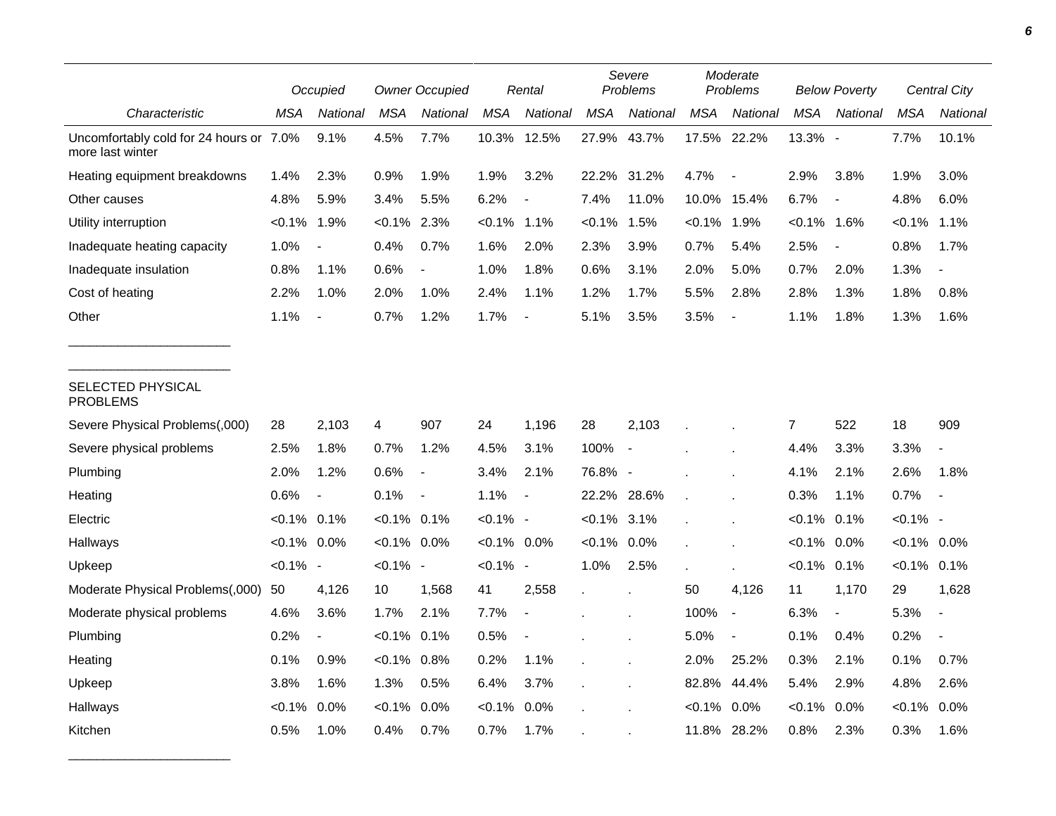| | Occupied | | Owner Occupied | | Rental | | Severe Problems | | Moderate Problems | | Below Poverty | | Central City | |
|---|---|---|---|---|---|---|---|---|---|---|---|---|---|---|
| Characteristic | MSA | National | MSA | National | MSA | National | MSA | National | MSA | National | MSA | National | MSA | National |
| Uncomfortably cold for 24 hours or more last winter | 7.0% | 9.1% | 4.5% | 7.7% | 10.3% | 12.5% | 27.9% | 43.7% | 17.5% | 22.2% | 13.3% | - | 7.7% | 10.1% |
| Heating equipment breakdowns | 1.4% | 2.3% | 0.9% | 1.9% | 1.9% | 3.2% | 22.2% | 31.2% | 4.7% | - | 2.9% | 3.8% | 1.9% | 3.0% |
| Other causes | 4.8% | 5.9% | 3.4% | 5.5% | 6.2% | - | 7.4% | 11.0% | 10.0% | 15.4% | 6.7% | - | 4.8% | 6.0% |
| Utility interruption | <0.1% | 1.9% | <0.1% | 2.3% | <0.1% | 1.1% | <0.1% | 1.5% | <0.1% | 1.9% | <0.1% | 1.6% | <0.1% | 1.1% |
| Inadequate heating capacity | 1.0% | - | 0.4% | 0.7% | 1.6% | 2.0% | 2.3% | 3.9% | 0.7% | 5.4% | 2.5% | - | 0.8% | 1.7% |
| Inadequate insulation | 0.8% | 1.1% | 0.6% | - | 1.0% | 1.8% | 0.6% | 3.1% | 2.0% | 5.0% | 0.7% | 2.0% | 1.3% | - |
| Cost of heating | 2.2% | 1.0% | 2.0% | 1.0% | 2.4% | 1.1% | 1.2% | 1.7% | 5.5% | 2.8% | 2.8% | 1.3% | 1.8% | 0.8% |
| Other | 1.1% | - | 0.7% | 1.2% | 1.7% | - | 5.1% | 3.5% | 3.5% | - | 1.1% | 1.8% | 1.3% | 1.6% |
| SELECTED PHYSICAL PROBLEMS | | | | | | | | | | | | | | |
| Severe Physical Problems(,000) | 28 | 2,103 | 4 | 907 | 24 | 1,196 | 28 | 2,103 | . | . | 7 | 522 | 18 | 909 |
| Severe physical problems | 2.5% | 1.8% | 0.7% | 1.2% | 4.5% | 3.1% | 100% | - | . | . | 4.4% | 3.3% | 3.3% | - |
| Plumbing | 2.0% | 1.2% | 0.6% | - | 3.4% | 2.1% | 76.8% | - | . | . | 4.1% | 2.1% | 2.6% | 1.8% |
| Heating | 0.6% | - | 0.1% | - | 1.1% | - | 22.2% | 28.6% | . | . | 0.3% | 1.1% | 0.7% | - |
| Electric | <0.1% | 0.1% | <0.1% | 0.1% | <0.1% | - | <0.1% | 3.1% | . | . | <0.1% | 0.1% | <0.1% | - |
| Hallways | <0.1% | 0.0% | <0.1% | 0.0% | <0.1% | 0.0% | <0.1% | 0.0% | . | . | <0.1% | 0.0% | <0.1% | 0.0% |
| Upkeep | <0.1% | - | <0.1% | - | <0.1% | - | 1.0% | 2.5% | . | . | <0.1% | 0.1% | <0.1% | 0.1% |
| Moderate Physical Problems(,000) | 50 | 4,126 | 10 | 1,568 | 41 | 2,558 | . | . | 50 | 4,126 | 11 | 1,170 | 29 | 1,628 |
| Moderate physical problems | 4.6% | 3.6% | 1.7% | 2.1% | 7.7% | - | . | . | 100% | - | 6.3% | - | 5.3% | - |
| Plumbing | 0.2% | - | <0.1% | 0.1% | 0.5% | - | . | . | 5.0% | - | 0.1% | 0.4% | 0.2% | - |
| Heating | 0.1% | 0.9% | <0.1% | 0.8% | 0.2% | 1.1% | . | . | 2.0% | 25.2% | 0.3% | 2.1% | 0.1% | 0.7% |
| Upkeep | 3.8% | 1.6% | 1.3% | 0.5% | 6.4% | 3.7% | . | . | 82.8% | 44.4% | 5.4% | 2.9% | 4.8% | 2.6% |
| Hallways | <0.1% | 0.0% | <0.1% | 0.0% | <0.1% | 0.0% | . | . | <0.1% | 0.0% | <0.1% | 0.0% | <0.1% | 0.0% |
| Kitchen | 0.5% | 1.0% | 0.4% | 0.7% | 0.7% | 1.7% | . | . | 11.8% | 28.2% | 0.8% | 2.3% | 0.3% | 1.6% |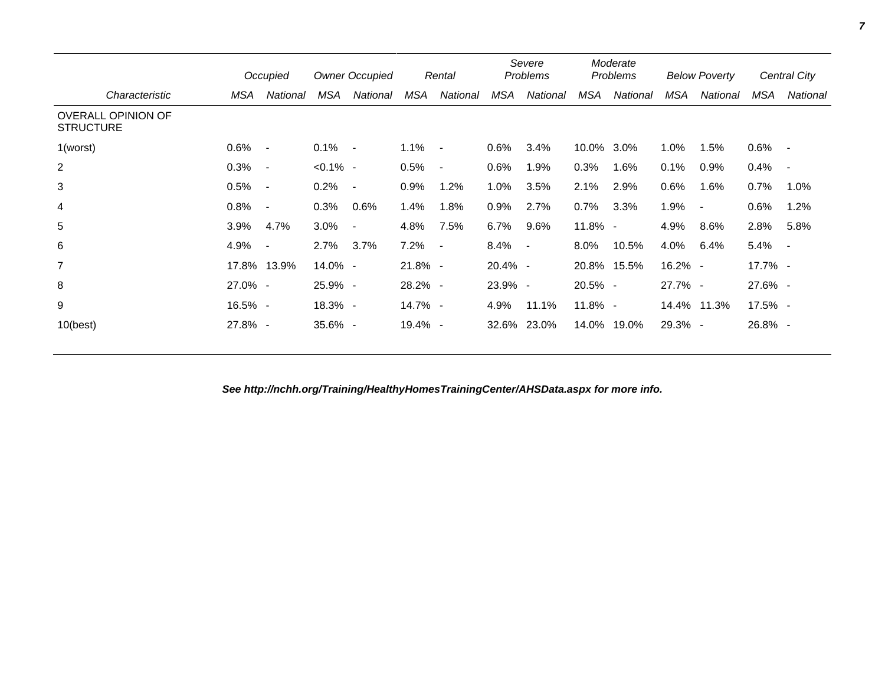| | Occupied | | Owner Occupied | | Rental | | Severe Problems | | Moderate Problems | | Below Poverty | | Central City | |
|---|---|---|---|---|---|---|---|---|---|---|---|---|---|---|
| *Characteristic* | *MSA* | *National* | *MSA* | *National* | *MSA* | *National* | *MSA* | *National* | *MSA* | *National* | *MSA* | *National* | *MSA* | *National* |
| OVERALL OPINION OF STRUCTURE | | | | | | | | | | | | | | |
| 1(worst) | 0.6% | - | 0.1% | - | 1.1% | - | 0.6% | 3.4% | 10.0% | 3.0% | 1.0% | 1.5% | 0.6% | - |
| 2 | 0.3% | - | <0.1% | - | 0.5% | - | 0.6% | 1.9% | 0.3% | 1.6% | 0.1% | 0.9% | 0.4% | - |
| 3 | 0.5% | - | 0.2% | - | 0.9% | 1.2% | 1.0% | 3.5% | 2.1% | 2.9% | 0.6% | 1.6% | 0.7% | 1.0% |
| 4 | 0.8% | - | 0.3% | 0.6% | 1.4% | 1.8% | 0.9% | 2.7% | 0.7% | 3.3% | 1.9% | - | 0.6% | 1.2% |
| 5 | 3.9% | 4.7% | 3.0% | - | 4.8% | 7.5% | 6.7% | 9.6% | 11.8% | - | 4.9% | 8.6% | 2.8% | 5.8% |
| 6 | 4.9% | - | 2.7% | 3.7% | 7.2% | - | 8.4% | - | 8.0% | 10.5% | 4.0% | 6.4% | 5.4% | - |
| 7 | 17.8% | 13.9% | 14.0% | - | 21.8% | - | 20.4% | - | 20.8% | 15.5% | 16.2% | - | 17.7% | - |
| 8 | 27.0% | - | 25.9% | - | 28.2% | - | 23.9% | - | 20.5% | - | 27.7% | - | 27.6% | - |
| 9 | 16.5% | - | 18.3% | - | 14.7% | - | 4.9% | 11.1% | 11.8% | - | 14.4% | 11.3% | 17.5% | - |
| 10(best) | 27.8% | - | 35.6% | - | 19.4% | - | 32.6% | 23.0% | 14.0% | 19.0% | 29.3% | - | 26.8% | - |

***See http://nchh.org/Training/HealthyHomesTrainingCenter/AHSData.aspx for more info.***